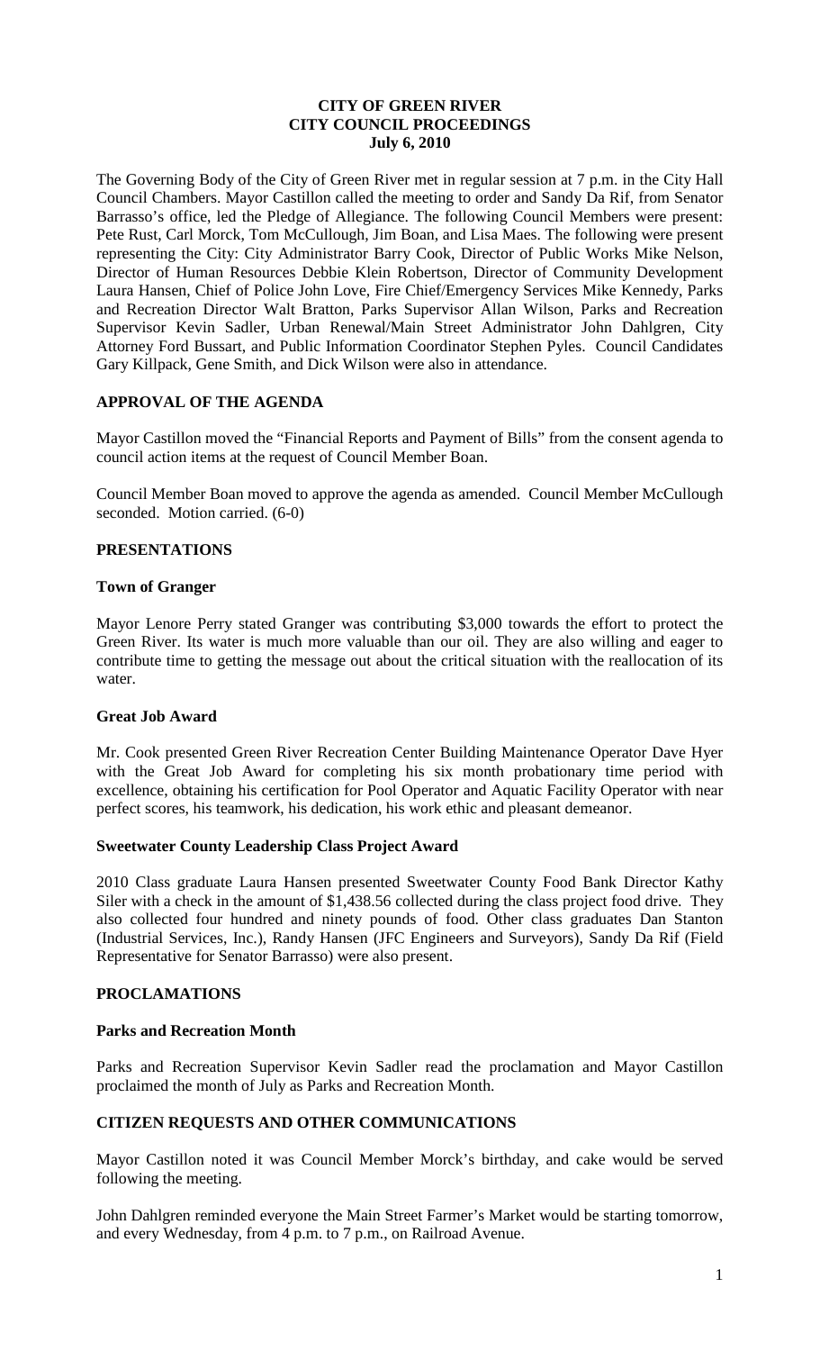# CITY OF GREEN RIVER
## CITY COUNCIL PROCEEDINGS
### July 6, 2010

The Governing Body of the City of Green River met in regular session at 7 p.m. in the City Hall Council Chambers. Mayor Castillon called the meeting to order and Sandy Da Rif, from Senator Barrasso's office, led the Pledge of Allegiance. The following Council Members were present: Pete Rust, Carl Morck, Tom McCullough, Jim Boan, and Lisa Maes. The following were present representing the City: City Administrator Barry Cook, Director of Public Works Mike Nelson, Director of Human Resources Debbie Klein Robertson, Director of Community Development Laura Hansen, Chief of Police John Love, Fire Chief/Emergency Services Mike Kennedy, Parks and Recreation Director Walt Bratton, Parks Supervisor Allan Wilson, Parks and Recreation Supervisor Kevin Sadler, Urban Renewal/Main Street Administrator John Dahlgren, City Attorney Ford Bussart, and Public Information Coordinator Stephen Pyles. Council Candidates Gary Killpack, Gene Smith, and Dick Wilson were also in attendance.

## APPROVAL OF THE AGENDA

Mayor Castillon moved the "Financial Reports and Payment of Bills" from the consent agenda to council action items at the request of Council Member Boan.

Council Member Boan moved to approve the agenda as amended. Council Member McCullough seconded. Motion carried. (6-0)

## PRESENTATIONS

### Town of Granger

Mayor Lenore Perry stated Granger was contributing $3,000 towards the effort to protect the Green River. Its water is much more valuable than our oil. They are also willing and eager to contribute time to getting the message out about the critical situation with the reallocation of its water.

### Great Job Award

Mr. Cook presented Green River Recreation Center Building Maintenance Operator Dave Hyer with the Great Job Award for completing his six month probationary time period with excellence, obtaining his certification for Pool Operator and Aquatic Facility Operator with near perfect scores, his teamwork, his dedication, his work ethic and pleasant demeanor.

### Sweetwater County Leadership Class Project Award

2010 Class graduate Laura Hansen presented Sweetwater County Food Bank Director Kathy Siler with a check in the amount of $1,438.56 collected during the class project food drive. They also collected four hundred and ninety pounds of food. Other class graduates Dan Stanton (Industrial Services, Inc.), Randy Hansen (JFC Engineers and Surveyors), Sandy Da Rif (Field Representative for Senator Barrasso) were also present.

## PROCLAMATIONS

### Parks and Recreation Month

Parks and Recreation Supervisor Kevin Sadler read the proclamation and Mayor Castillon proclaimed the month of July as Parks and Recreation Month.

## CITIZEN REQUESTS AND OTHER COMMUNICATIONS

Mayor Castillon noted it was Council Member Morck's birthday, and cake would be served following the meeting.

John Dahlgren reminded everyone the Main Street Farmer's Market would be starting tomorrow, and every Wednesday, from 4 p.m. to 7 p.m., on Railroad Avenue.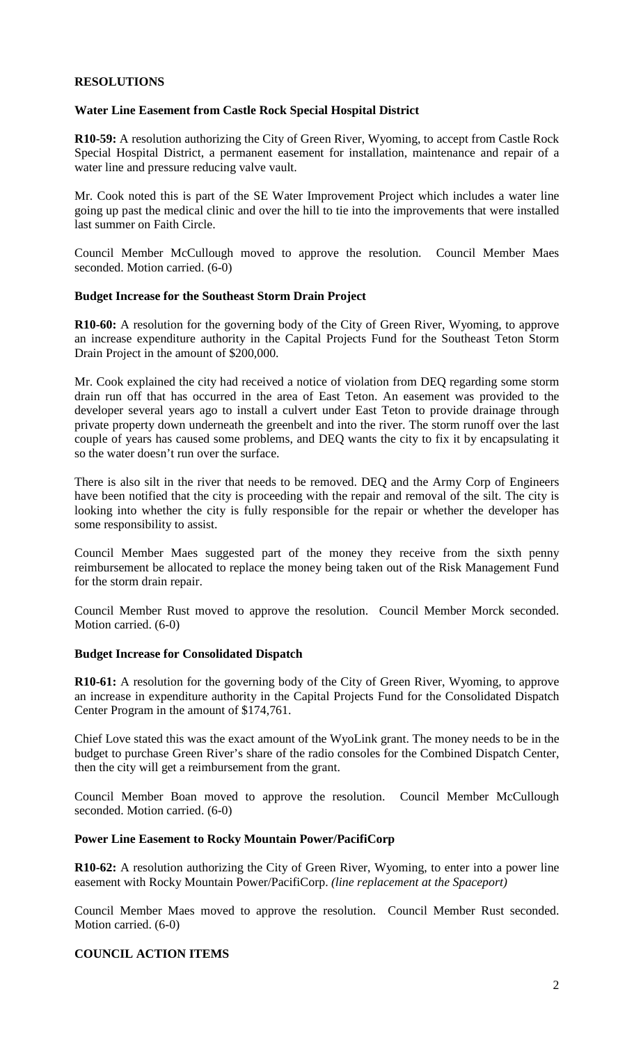## RESOLUTIONS

### Water Line Easement from Castle Rock Special Hospital District

**R10-59:** A resolution authorizing the City of Green River, Wyoming, to accept from Castle Rock Special Hospital District, a permanent easement for installation, maintenance and repair of a water line and pressure reducing valve vault.

Mr. Cook noted this is part of the SE Water Improvement Project which includes a water line going up past the medical clinic and over the hill to tie into the improvements that were installed last summer on Faith Circle.

Council Member McCullough moved to approve the resolution. Council Member Maes seconded. Motion carried. (6-0)

### Budget Increase for the Southeast Storm Drain Project

**R10-60:** A resolution for the governing body of the City of Green River, Wyoming, to approve an increase expenditure authority in the Capital Projects Fund for the Southeast Teton Storm Drain Project in the amount of $200,000.

Mr. Cook explained the city had received a notice of violation from DEQ regarding some storm drain run off that has occurred in the area of East Teton. An easement was provided to the developer several years ago to install a culvert under East Teton to provide drainage through private property down underneath the greenbelt and into the river. The storm runoff over the last couple of years has caused some problems, and DEQ wants the city to fix it by encapsulating it so the water doesn't run over the surface.

There is also silt in the river that needs to be removed. DEQ and the Army Corp of Engineers have been notified that the city is proceeding with the repair and removal of the silt. The city is looking into whether the city is fully responsible for the repair or whether the developer has some responsibility to assist.

Council Member Maes suggested part of the money they receive from the sixth penny reimbursement be allocated to replace the money being taken out of the Risk Management Fund for the storm drain repair.

Council Member Rust moved to approve the resolution. Council Member Morck seconded. Motion carried. (6-0)

### Budget Increase for Consolidated Dispatch

**R10-61:** A resolution for the governing body of the City of Green River, Wyoming, to approve an increase in expenditure authority in the Capital Projects Fund for the Consolidated Dispatch Center Program in the amount of $174,761.

Chief Love stated this was the exact amount of the WyoLink grant. The money needs to be in the budget to purchase Green River's share of the radio consoles for the Combined Dispatch Center, then the city will get a reimbursement from the grant.

Council Member Boan moved to approve the resolution. Council Member McCullough seconded. Motion carried. (6-0)

### Power Line Easement to Rocky Mountain Power/PacifiCorp

**R10-62:** A resolution authorizing the City of Green River, Wyoming, to enter into a power line easement with Rocky Mountain Power/PacifiCorp. *(line replacement at the Spaceport)*

Council Member Maes moved to approve the resolution. Council Member Rust seconded. Motion carried. (6-0)

## COUNCIL ACTION ITEMS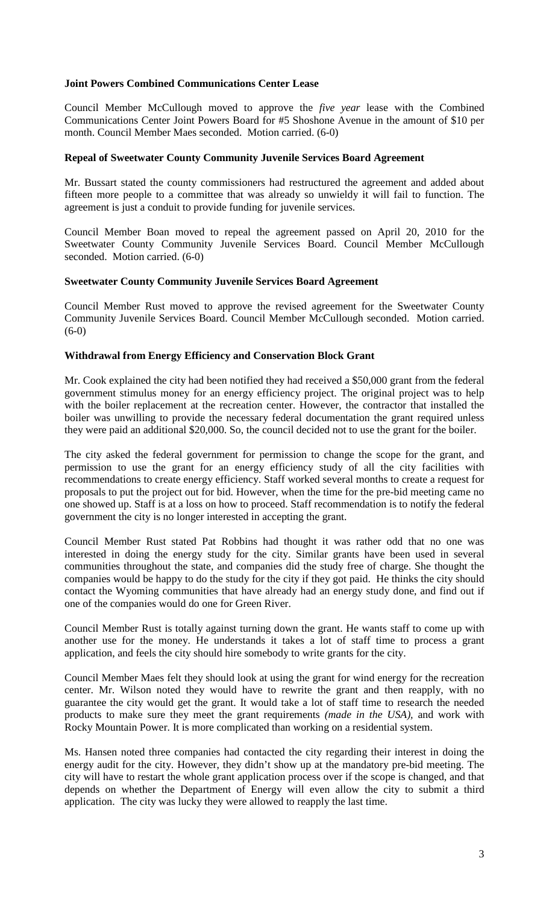**Joint Powers Combined Communications Center Lease**

Council Member McCullough moved to approve the *five year* lease with the Combined Communications Center Joint Powers Board for #5 Shoshone Avenue in the amount of $10 per month. Council Member Maes seconded. Motion carried. (6-0)

**Repeal of Sweetwater County Community Juvenile Services Board Agreement**

Mr. Bussart stated the county commissioners had restructured the agreement and added about fifteen more people to a committee that was already so unwieldy it will fail to function. The agreement is just a conduit to provide funding for juvenile services.

Council Member Boan moved to repeal the agreement passed on April 20, 2010 for the Sweetwater County Community Juvenile Services Board. Council Member McCullough seconded. Motion carried. (6-0)

**Sweetwater County Community Juvenile Services Board Agreement**

Council Member Rust moved to approve the revised agreement for the Sweetwater County Community Juvenile Services Board. Council Member McCullough seconded. Motion carried. (6-0)

**Withdrawal from Energy Efficiency and Conservation Block Grant**

Mr. Cook explained the city had been notified they had received a $50,000 grant from the federal government stimulus money for an energy efficiency project. The original project was to help with the boiler replacement at the recreation center. However, the contractor that installed the boiler was unwilling to provide the necessary federal documentation the grant required unless they were paid an additional $20,000. So, the council decided not to use the grant for the boiler.

The city asked the federal government for permission to change the scope for the grant, and permission to use the grant for an energy efficiency study of all the city facilities with recommendations to create energy efficiency. Staff worked several months to create a request for proposals to put the project out for bid. However, when the time for the pre-bid meeting came no one showed up. Staff is at a loss on how to proceed. Staff recommendation is to notify the federal government the city is no longer interested in accepting the grant.

Council Member Rust stated Pat Robbins had thought it was rather odd that no one was interested in doing the energy study for the city. Similar grants have been used in several communities throughout the state, and companies did the study free of charge. She thought the companies would be happy to do the study for the city if they got paid. He thinks the city should contact the Wyoming communities that have already had an energy study done, and find out if one of the companies would do one for Green River.

Council Member Rust is totally against turning down the grant. He wants staff to come up with another use for the money. He understands it takes a lot of staff time to process a grant application, and feels the city should hire somebody to write grants for the city.

Council Member Maes felt they should look at using the grant for wind energy for the recreation center. Mr. Wilson noted they would have to rewrite the grant and then reapply, with no guarantee the city would get the grant. It would take a lot of staff time to research the needed products to make sure they meet the grant requirements *(made in the USA)*, and work with Rocky Mountain Power. It is more complicated than working on a residential system.

Ms. Hansen noted three companies had contacted the city regarding their interest in doing the energy audit for the city. However, they didn't show up at the mandatory pre-bid meeting. The city will have to restart the whole grant application process over if the scope is changed, and that depends on whether the Department of Energy will even allow the city to submit a third application. The city was lucky they were allowed to reapply the last time.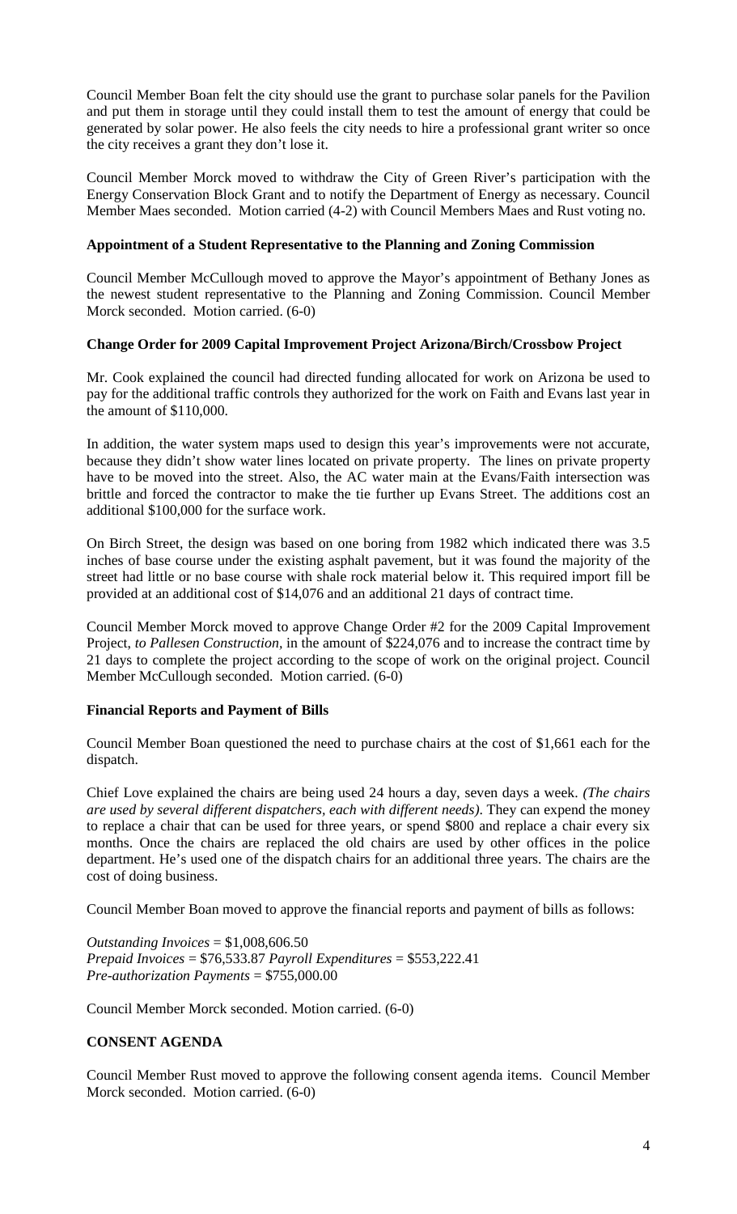Council Member Boan felt the city should use the grant to purchase solar panels for the Pavilion and put them in storage until they could install them to test the amount of energy that could be generated by solar power. He also feels the city needs to hire a professional grant writer so once the city receives a grant they don't lose it.

Council Member Morck moved to withdraw the City of Green River's participation with the Energy Conservation Block Grant and to notify the Department of Energy as necessary. Council Member Maes seconded. Motion carried (4-2) with Council Members Maes and Rust voting no.

**Appointment of a Student Representative to the Planning and Zoning Commission**

Council Member McCullough moved to approve the Mayor's appointment of Bethany Jones as the newest student representative to the Planning and Zoning Commission. Council Member Morck seconded. Motion carried. (6-0)

**Change Order for 2009 Capital Improvement Project Arizona/Birch/Crossbow Project**

Mr. Cook explained the council had directed funding allocated for work on Arizona be used to pay for the additional traffic controls they authorized for the work on Faith and Evans last year in the amount of $110,000.

In addition, the water system maps used to design this year's improvements were not accurate, because they didn't show water lines located on private property. The lines on private property have to be moved into the street. Also, the AC water main at the Evans/Faith intersection was brittle and forced the contractor to make the tie further up Evans Street. The additions cost an additional $100,000 for the surface work.

On Birch Street, the design was based on one boring from 1982 which indicated there was 3.5 inches of base course under the existing asphalt pavement, but it was found the majority of the street had little or no base course with shale rock material below it. This required import fill be provided at an additional cost of $14,076 and an additional 21 days of contract time.

Council Member Morck moved to approve Change Order #2 for the 2009 Capital Improvement Project, *to Pallesen Construction*, in the amount of $224,076 and to increase the contract time by 21 days to complete the project according to the scope of work on the original project. Council Member McCullough seconded. Motion carried. (6-0)

**Financial Reports and Payment of Bills**

Council Member Boan questioned the need to purchase chairs at the cost of $1,661 each for the dispatch.

Chief Love explained the chairs are being used 24 hours a day, seven days a week. *(The chairs are used by several different dispatchers, each with different needs)*. They can expend the money to replace a chair that can be used for three years, or spend $800 and replace a chair every six months. Once the chairs are replaced the old chairs are used by other offices in the police department. He's used one of the dispatch chairs for an additional three years. The chairs are the cost of doing business.

Council Member Boan moved to approve the financial reports and payment of bills as follows:

*Outstanding Invoices* = $1,008,606.50
*Prepaid Invoices* = $76,533.87 *Payroll Expenditures* = $553,222.41
*Pre-authorization Payments* = $755,000.00

Council Member Morck seconded. Motion carried. (6-0)

**CONSENT AGENDA**

Council Member Rust moved to approve the following consent agenda items. Council Member Morck seconded. Motion carried. (6-0)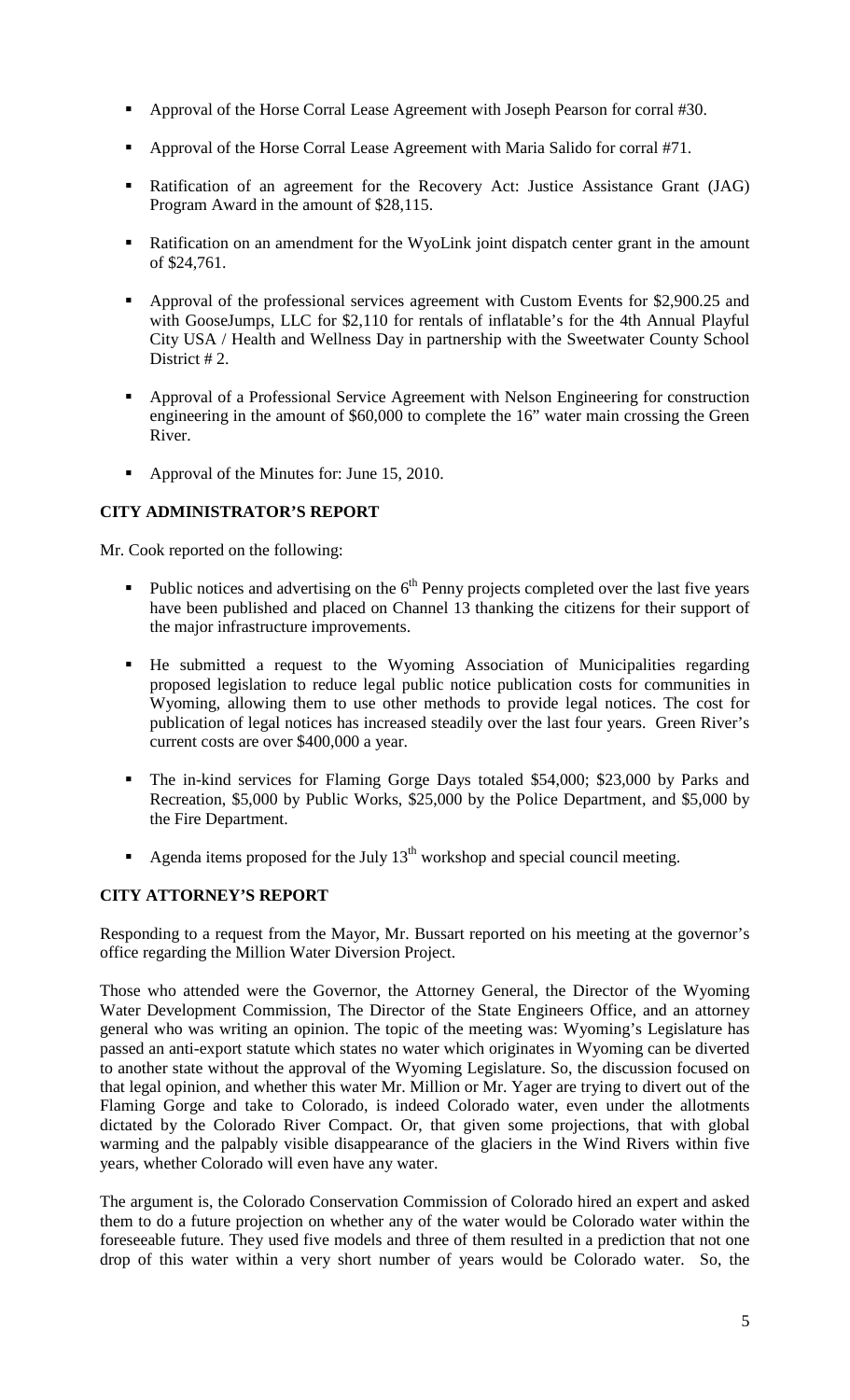- Approval of the Horse Corral Lease Agreement with Joseph Pearson for corral #30.
- Approval of the Horse Corral Lease Agreement with Maria Salido for corral #71.
- Ratification of an agreement for the Recovery Act: Justice Assistance Grant (JAG) Program Award in the amount of $28,115.
- Ratification on an amendment for the WyoLink joint dispatch center grant in the amount of $24,761.
- Approval of the professional services agreement with Custom Events for $2,900.25 and with GooseJumps, LLC for $2,110 for rentals of inflatable's for the 4th Annual Playful City USA / Health and Wellness Day in partnership with the Sweetwater County School District # 2.
- Approval of a Professional Service Agreement with Nelson Engineering for construction engineering in the amount of $60,000 to complete the 16" water main crossing the Green River.
- Approval of the Minutes for: June 15, 2010.

**CITY ADMINISTRATOR'S REPORT**

Mr. Cook reported on the following:

- Public notices and advertising on the 6th Penny projects completed over the last five years have been published and placed on Channel 13 thanking the citizens for their support of the major infrastructure improvements.
- He submitted a request to the Wyoming Association of Municipalities regarding proposed legislation to reduce legal public notice publication costs for communities in Wyoming, allowing them to use other methods to provide legal notices. The cost for publication of legal notices has increased steadily over the last four years. Green River's current costs are over $400,000 a year.
- The in-kind services for Flaming Gorge Days totaled $54,000; $23,000 by Parks and Recreation, $5,000 by Public Works, $25,000 by the Police Department, and $5,000 by the Fire Department.
- Agenda items proposed for the July 13th workshop and special council meeting.

**CITY ATTORNEY'S REPORT**

Responding to a request from the Mayor, Mr. Bussart reported on his meeting at the governor's office regarding the Million Water Diversion Project.

Those who attended were the Governor, the Attorney General, the Director of the Wyoming Water Development Commission, The Director of the State Engineers Office, and an attorney general who was writing an opinion. The topic of the meeting was: Wyoming's Legislature has passed an anti-export statute which states no water which originates in Wyoming can be diverted to another state without the approval of the Wyoming Legislature. So, the discussion focused on that legal opinion, and whether this water Mr. Million or Mr. Yager are trying to divert out of the Flaming Gorge and take to Colorado, is indeed Colorado water, even under the allotments dictated by the Colorado River Compact. Or, that given some projections, that with global warming and the palpably visible disappearance of the glaciers in the Wind Rivers within five years, whether Colorado will even have any water.

The argument is, the Colorado Conservation Commission of Colorado hired an expert and asked them to do a future projection on whether any of the water would be Colorado water within the foreseeable future. They used five models and three of them resulted in a prediction that not one drop of this water within a very short number of years would be Colorado water. So, the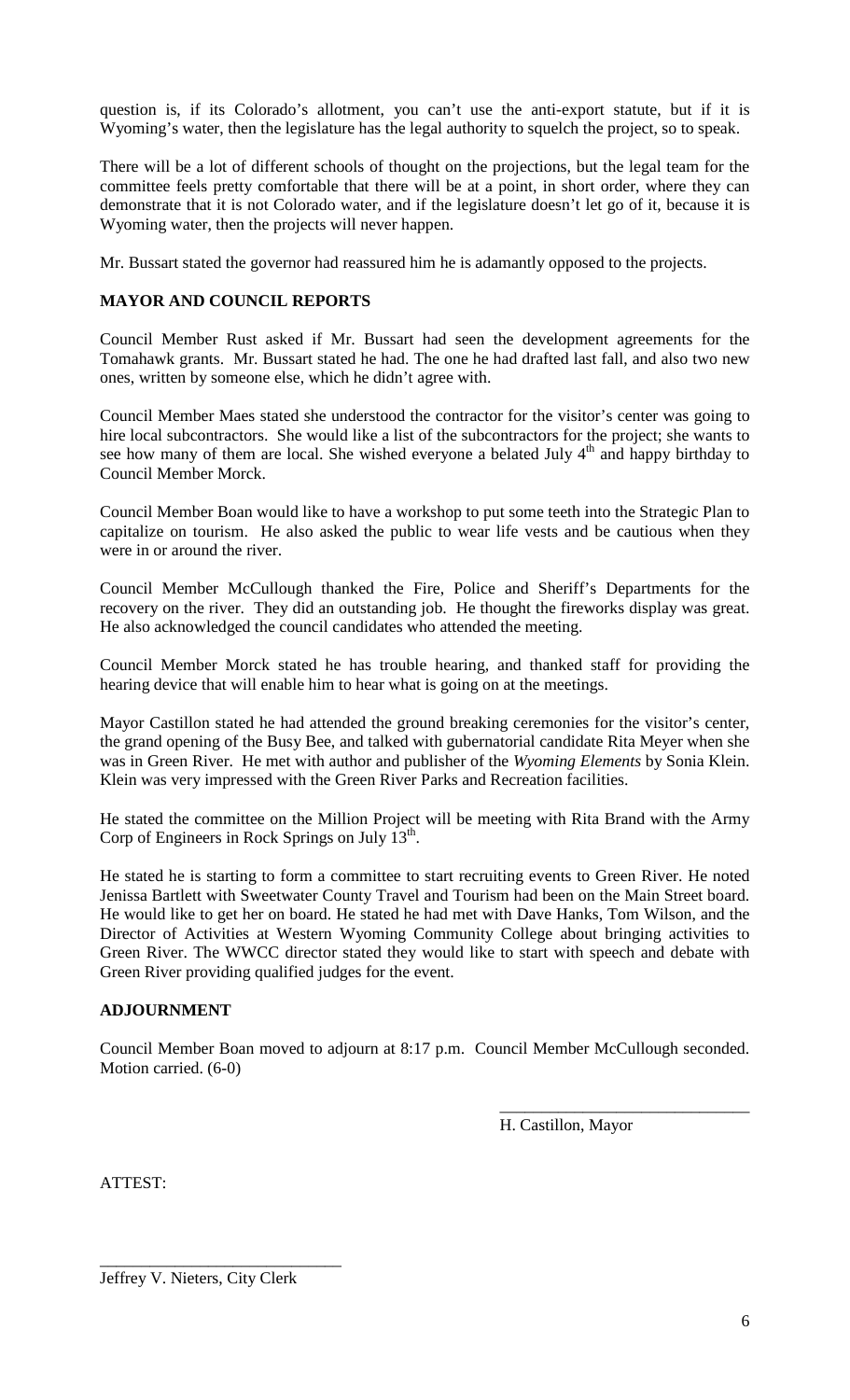question is, if its Colorado's allotment, you can't use the anti-export statute, but if it is Wyoming's water, then the legislature has the legal authority to squelch the project, so to speak.

There will be a lot of different schools of thought on the projections, but the legal team for the committee feels pretty comfortable that there will be at a point, in short order, where they can demonstrate that it is not Colorado water, and if the legislature doesn't let go of it, because it is Wyoming water, then the projects will never happen.

Mr. Bussart stated the governor had reassured him he is adamantly opposed to the projects.

## MAYOR AND COUNCIL REPORTS

Council Member Rust asked if Mr. Bussart had seen the development agreements for the Tomahawk grants. Mr. Bussart stated he had. The one he had drafted last fall, and also two new ones, written by someone else, which he didn't agree with.

Council Member Maes stated she understood the contractor for the visitor's center was going to hire local subcontractors. She would like a list of the subcontractors for the project; she wants to see how many of them are local. She wished everyone a belated July 4th and happy birthday to Council Member Morck.

Council Member Boan would like to have a workshop to put some teeth into the Strategic Plan to capitalize on tourism. He also asked the public to wear life vests and be cautious when they were in or around the river.

Council Member McCullough thanked the Fire, Police and Sheriff's Departments for the recovery on the river. They did an outstanding job. He thought the fireworks display was great. He also acknowledged the council candidates who attended the meeting.

Council Member Morck stated he has trouble hearing, and thanked staff for providing the hearing device that will enable him to hear what is going on at the meetings.

Mayor Castillon stated he had attended the ground breaking ceremonies for the visitor's center, the grand opening of the Busy Bee, and talked with gubernatorial candidate Rita Meyer when she was in Green River. He met with author and publisher of the *Wyoming Elements* by Sonia Klein. Klein was very impressed with the Green River Parks and Recreation facilities.

He stated the committee on the Million Project will be meeting with Rita Brand with the Army Corp of Engineers in Rock Springs on July 13th.

He stated he is starting to form a committee to start recruiting events to Green River. He noted Jenissa Bartlett with Sweetwater County Travel and Tourism had been on the Main Street board. He would like to get her on board. He stated he had met with Dave Hanks, Tom Wilson, and the Director of Activities at Western Wyoming Community College about bringing activities to Green River. The WWCC director stated they would like to start with speech and debate with Green River providing qualified judges for the event.

## ADJOURNMENT

Council Member Boan moved to adjourn at 8:17 p.m. Council Member McCullough seconded. Motion carried. (6-0)

\_\_\_\_\_\_\_\_\_\_\_\_\_\_\_\_\_\_\_\_\_\_\_\_\_\_\_\_\_\_

H. Castillon, Mayor

ATTEST:

\_\_\_\_\_\_\_\_\_\_\_\_\_\_\_\_\_\_\_\_\_\_\_\_\_\_\_\_\_\_

Jeffrey V. Nieters, City Clerk